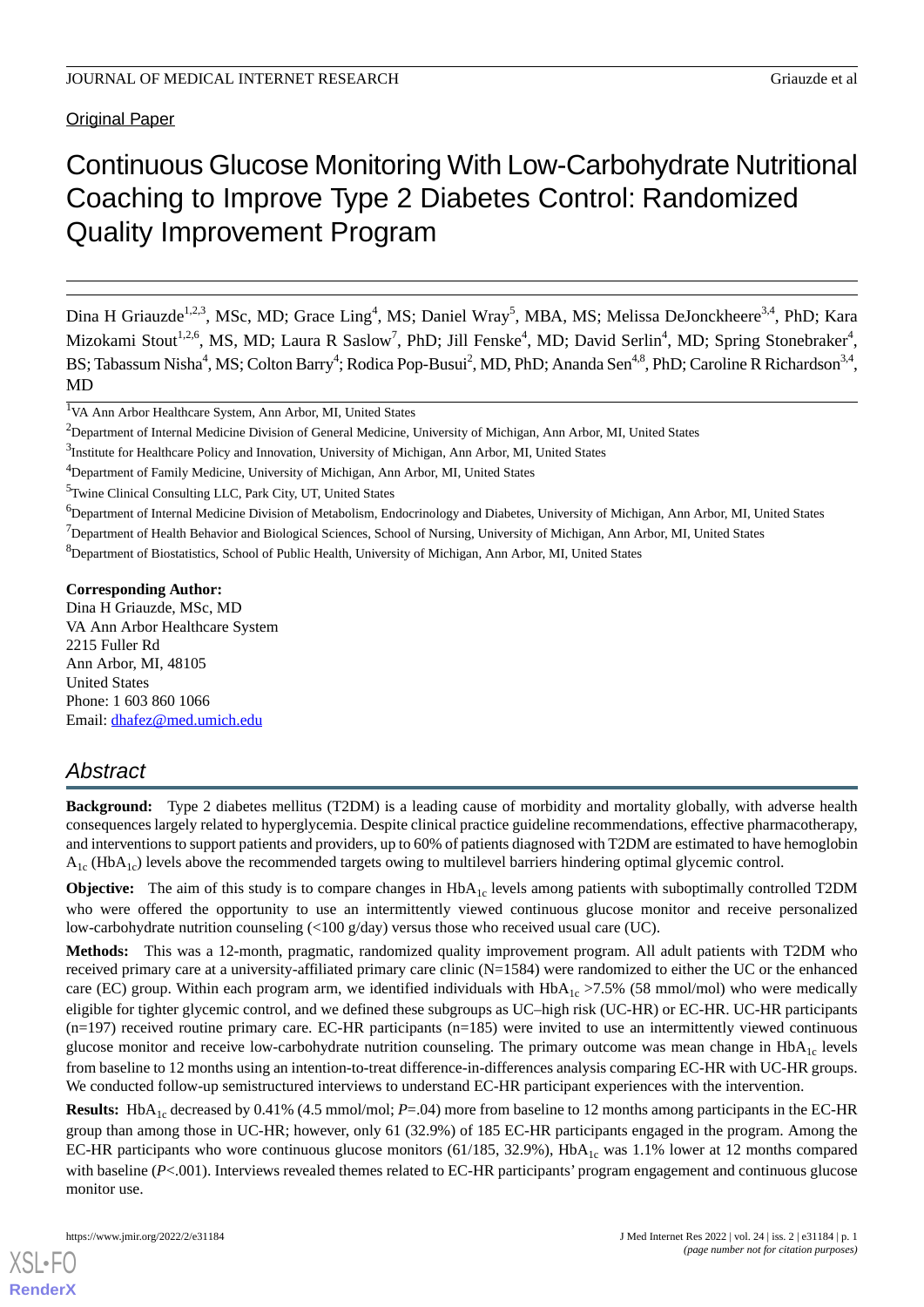Original Paper

# Continuous Glucose Monitoring With Low-Carbohydrate Nutritional Coaching to Improve Type 2 Diabetes Control: Randomized Quality Improvement Program

Dina H Griauzde[1,2,3], MSc, MD; Grace Ling[4], MS; Daniel Wray[5], MBA, MS; Melissa DeJonckheere[3,4], PhD; Kara Mizokami Stout[1,2,6], MS, MD; Laura R Saslow[7], PhD; Jill Fenske[4], MD; David Serlin[4], MD; Spring Stonebraker[4], BS; Tabassum Nisha[4], MS; Colton Barry[4]; Rodica Pop-Busui[2], MD, PhD; Ananda Sen[4,8], PhD; Caroline R Richardson[3,4], MD

[1]VA Ann Arbor Healthcare System, Ann Arbor, MI, United States

[2]Department of Internal Medicine Division of General Medicine, University of Michigan, Ann Arbor, MI, United States

[3]Institute for Healthcare Policy and Innovation, University of Michigan, Ann Arbor, MI, United States

[4]Department of Family Medicine, University of Michigan, Ann Arbor, MI, United States

[5]Twine Clinical Consulting LLC, Park City, UT, United States

[6]Department of Internal Medicine Division of Metabolism, Endocrinology and Diabetes, University of Michigan, Ann Arbor, MI, United States

[7]Department of Health Behavior and Biological Sciences, School of Nursing, University of Michigan, Ann Arbor, MI, United States

[8]Department of Biostatistics, School of Public Health, University of Michigan, Ann Arbor, MI, United States

**Corresponding Author:**
Dina H Griauzde, MSc, MD
VA Ann Arbor Healthcare System
2215 Fuller Rd
Ann Arbor, MI, 48105
United States
Phone: 1 603 860 1066
Email: dhafez@med.umich.edu

## Abstract

**Background:** Type 2 diabetes mellitus (T2DM) is a leading cause of morbidity and mortality globally, with adverse health consequences largely related to hyperglycemia. Despite clinical practice guideline recommendations, effective pharmacotherapy, and interventions to support patients and providers, up to 60% of patients diagnosed with T2DM are estimated to have hemoglobin $A_{1c}$ ($HbA_{1c}$) levels above the recommended targets owing to multilevel barriers hindering optimal glycemic control.

**Objective:** The aim of this study is to compare changes in $HbA_{1c}$ levels among patients with suboptimally controlled T2DM who were offered the opportunity to use an intermittently viewed continuous glucose monitor and receive personalized low-carbohydrate nutrition counseling (<100 g/day) versus those who received usual care (UC).

**Methods:** This was a 12-month, pragmatic, randomized quality improvement program. All adult patients with T2DM who received primary care at a university-affiliated primary care clinic (N=1584) were randomized to either the UC or the enhanced care (EC) group. Within each program arm, we identified individuals with $HbA_{1c}$ >7.5% (58 mmol/mol) who were medically eligible for tighter glycemic control, and we defined these subgroups as UC–high risk (UC-HR) or EC-HR. UC-HR participants (n=197) received routine primary care. EC-HR participants (n=185) were invited to use an intermittently viewed continuous glucose monitor and receive low-carbohydrate nutrition counseling. The primary outcome was mean change in $HbA_{1c}$ levels from baseline to 12 months using an intention-to-treat difference-in-differences analysis comparing EC-HR with UC-HR groups. We conducted follow-up semistructured interviews to understand EC-HR participant experiences with the intervention.

**Results:** $HbA_{1c}$ decreased by 0.41% (4.5 mmol/mol; *P*=.04) more from baseline to 12 months among participants in the EC-HR group than among those in UC-HR; however, only 61 (32.9%) of 185 EC-HR participants engaged in the program. Among the EC-HR participants who wore continuous glucose monitors (61/185, 32.9%), $HbA_{1c}$ was 1.1% lower at 12 months compared with baseline (*P*<.001). Interviews revealed themes related to EC-HR participants' program engagement and continuous glucose monitor use.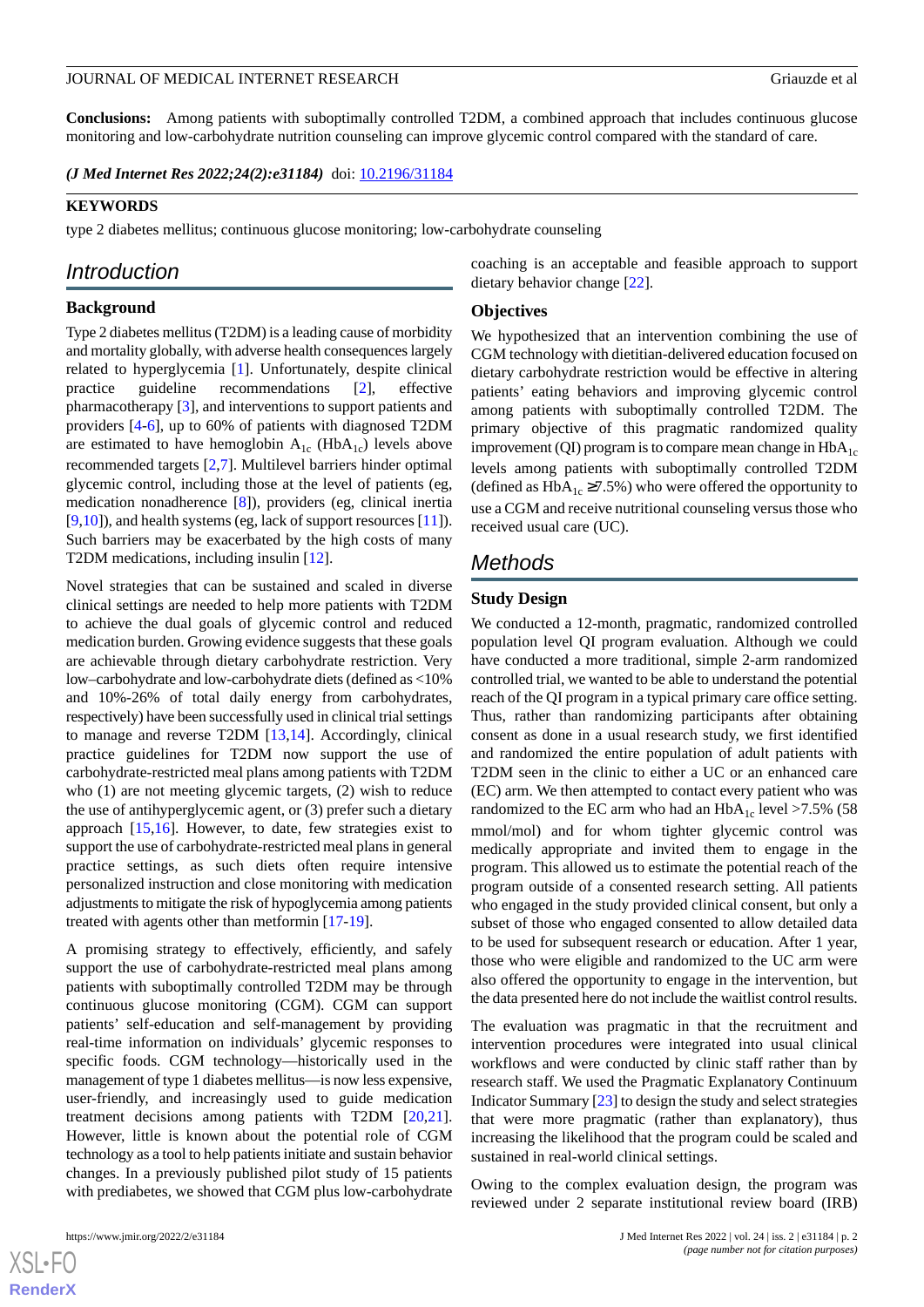**Conclusions:** Among patients with suboptimally controlled T2DM, a combined approach that includes continuous glucose monitoring and low-carbohydrate nutrition counseling can improve glycemic control compared with the standard of care.

***(J Med Internet Res 2022;24(2):e31184)*** doi: 10.2196/31184

**KEYWORDS**

type 2 diabetes mellitus; continuous glucose monitoring; low-carbohydrate counseling

## Introduction

### Background

Type 2 diabetes mellitus (T2DM) is a leading cause of morbidity and mortality globally, with adverse health consequences largely related to hyperglycemia [1]. Unfortunately, despite clinical practice guideline recommendations [2], effective pharmacotherapy [3], and interventions to support patients and providers [4-6], up to 60% of patients with diagnosed T2DM are estimated to have hemoglobin $A_{1c}$ ($HbA_{1c}$) levels above recommended targets [2,7]. Multilevel barriers hinder optimal glycemic control, including those at the level of patients (eg, medication nonadherence [8]), providers (eg, clinical inertia [9,10]), and health systems (eg, lack of support resources [11]). Such barriers may be exacerbated by the high costs of many T2DM medications, including insulin [12].

Novel strategies that can be sustained and scaled in diverse clinical settings are needed to help more patients with T2DM to achieve the dual goals of glycemic control and reduced medication burden. Growing evidence suggests that these goals are achievable through dietary carbohydrate restriction. Very low–carbohydrate and low-carbohydrate diets (defined as <10% and 10%-26% of total daily energy from carbohydrates, respectively) have been successfully used in clinical trial settings to manage and reverse T2DM [13,14]. Accordingly, clinical practice guidelines for T2DM now support the use of carbohydrate-restricted meal plans among patients with T2DM who (1) are not meeting glycemic targets, (2) wish to reduce the use of antihyperglycemic agent, or (3) prefer such a dietary approach [15,16]. However, to date, few strategies exist to support the use of carbohydrate-restricted meal plans in general practice settings, as such diets often require intensive personalized instruction and close monitoring with medication adjustments to mitigate the risk of hypoglycemia among patients treated with agents other than metformin [17-19].

A promising strategy to effectively, efficiently, and safely support the use of carbohydrate-restricted meal plans among patients with suboptimally controlled T2DM may be through continuous glucose monitoring (CGM). CGM can support patients' self-education and self-management by providing real-time information on individuals' glycemic responses to specific foods. CGM technology—historically used in the management of type 1 diabetes mellitus—is now less expensive, user-friendly, and increasingly used to guide medication treatment decisions among patients with T2DM [20,21]. However, little is known about the potential role of CGM technology as a tool to help patients initiate and sustain behavior changes. In a previously published pilot study of 15 patients with prediabetes, we showed that CGM plus low-carbohydrate coaching is an acceptable and feasible approach to support dietary behavior change [22].

### Objectives

We hypothesized that an intervention combining the use of CGM technology with dietitian-delivered education focused on dietary carbohydrate restriction would be effective in altering patients' eating behaviors and improving glycemic control among patients with suboptimally controlled T2DM. The primary objective of this pragmatic randomized quality improvement (QI) program is to compare mean change in $HbA_{1c}$ levels among patients with suboptimally controlled T2DM (defined as $HbA_{1c} \geq 7.5\%$) who were offered the opportunity to use a CGM and receive nutritional counseling versus those who received usual care (UC).

## Methods

### Study Design

We conducted a 12-month, pragmatic, randomized controlled population level QI program evaluation. Although we could have conducted a more traditional, simple 2-arm randomized controlled trial, we wanted to be able to understand the potential reach of the QI program in a typical primary care office setting. Thus, rather than randomizing participants after obtaining consent as done in a usual research study, we first identified and randomized the entire population of adult patients with T2DM seen in the clinic to either a UC or an enhanced care (EC) arm. We then attempted to contact every patient who was randomized to the EC arm who had an $HbA_{1c}$ level >7.5% (58 mmol/mol) and for whom tighter glycemic control was medically appropriate and invited them to engage in the program. This allowed us to estimate the potential reach of the program outside of a consented research setting. All patients who engaged in the study provided clinical consent, but only a subset of those who engaged consented to allow detailed data to be used for subsequent research or education. After 1 year, those who were eligible and randomized to the UC arm were also offered the opportunity to engage in the intervention, but the data presented here do not include the waitlist control results.

The evaluation was pragmatic in that the recruitment and intervention procedures were integrated into usual clinical workflows and were conducted by clinic staff rather than by research staff. We used the Pragmatic Explanatory Continuum Indicator Summary [23] to design the study and select strategies that were more pragmatic (rather than explanatory), thus increasing the likelihood that the program could be scaled and sustained in real-world clinical settings.

Owing to the complex evaluation design, the program was reviewed under 2 separate institutional review board (IRB)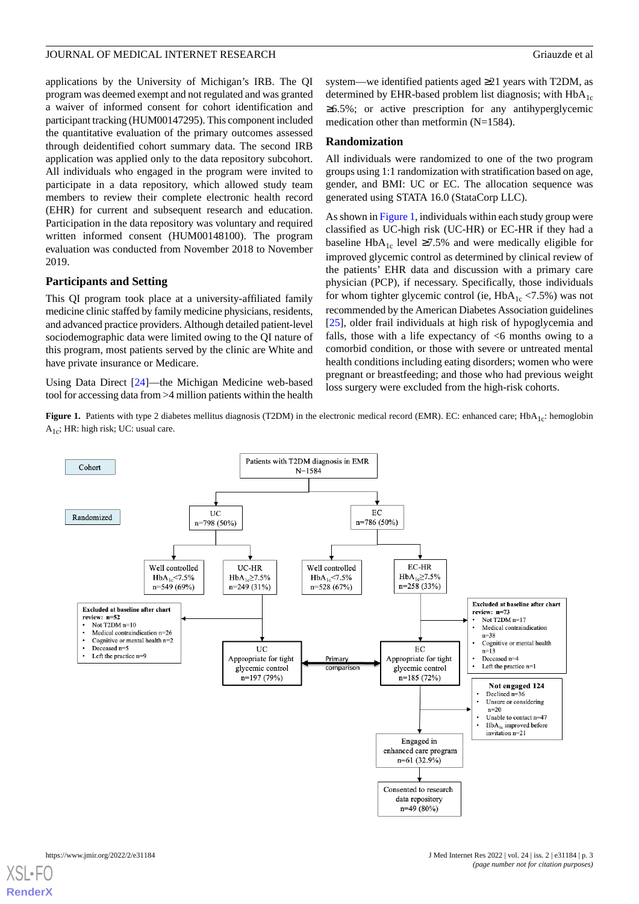applications by the University of Michigan's IRB. The QI program was deemed exempt and not regulated and was granted a waiver of informed consent for cohort identification and participant tracking (HUM00147295). This component included the quantitative evaluation of the primary outcomes assessed through deidentified cohort summary data. The second IRB application was applied only to the data repository subcohort. All individuals who engaged in the program were invited to participate in a data repository, which allowed study team members to review their complete electronic health record (EHR) for current and subsequent research and education. Participation in the data repository was voluntary and required written informed consent (HUM00148100). The program evaluation was conducted from November 2018 to November 2019.

### Participants and Setting

This QI program took place at a university-affiliated family medicine clinic staffed by family medicine physicians, residents, and advanced practice providers. Although detailed patient-level sociodemographic data were limited owing to the QI nature of this program, most patients served by the clinic are White and have private insurance or Medicare.

Using Data Direct [24]—the Michigan Medicine web-based tool for accessing data from >4 million patients within the health system—we identified patients aged ≥21 years with T2DM, as determined by EHR-based problem list diagnosis; with $HbA_{1c}$ ≥6.5%; or active prescription for any antihyperglycemic medication other than metformin (N=1584).

### Randomization

All individuals were randomized to one of the two program groups using 1:1 randomization with stratification based on age, gender, and BMI: UC or EC. The allocation sequence was generated using STATA 16.0 (StataCorp LLC).

As shown in Figure 1, individuals within each study group were classified as UC-high risk (UC-HR) or EC-HR if they had a baseline $HbA_{1c}$ level ≥7.5% and were medically eligible for improved glycemic control as determined by clinical review of the patients' EHR data and discussion with a primary care physician (PCP), if necessary. Specifically, those individuals for whom tighter glycemic control (ie, $HbA_{1c}$ <7.5%) was not recommended by the American Diabetes Association guidelines [25], older frail individuals at high risk of hypoglycemia and falls, those with a life expectancy of <6 months owing to a comorbid condition, or those with severe or untreated mental health conditions including eating disorders; women who were pregnant or breastfeeding; and those who had previous weight loss surgery were excluded from the high-risk cohorts.

**Figure 1.** Patients with type 2 diabetes mellitus diagnosis (T2DM) in the electronic medical record (EMR). EC: enhanced care; $HbA_{1c}$: hemoglobin $A_{1c}$; HR: high risk; UC: usual care.

Cohort: Patients with T2DM diagnosis in EMR N=1584

Randomized: UC n=798 (50%); EC n=786 (50%)

- UC → Well controlled $HbA_{1c}$<7.5% n=549 (69%); UC-HR $HbA_{1c}$≥7.5% n=249 (31%)
  - Excluded at baseline after chart review: n=52
    - Not T2DM n=10
    - Medical contraindication n=26
    - Cognitive or mental health n=2
    - Deceased n=5
    - Left the practice n=9
  - UC Appropriate for tight glycemic control n=197 (79%)
- EC → Well controlled $HbA_{1c}$<7.5% n=528 (67%); EC-HR $HbA_{1c}$≥7.5% n=258 (33%)
  - Excluded at baseline after chart review: n=73
    - Not T2DM n=17
    - Medical contraindication n=38
    - Cognitive or mental health n=13
    - Deceased n=4
    - Left the practice n=1
  - EC Appropriate for tight glycemic control n=185 (72%)
    - Not engaged 124
      - Declined n=36
      - Unsure or considering n=20
      - Unable to contact n=47
      - $HbA_{1c}$ improved before invitation n=21
    - Engaged in enhanced care program n=61 (32.9%)
      - Consented to research data repository n=49 (80%)

Primary comparison: UC appropriate for tight glycemic control vs EC appropriate for tight glycemic control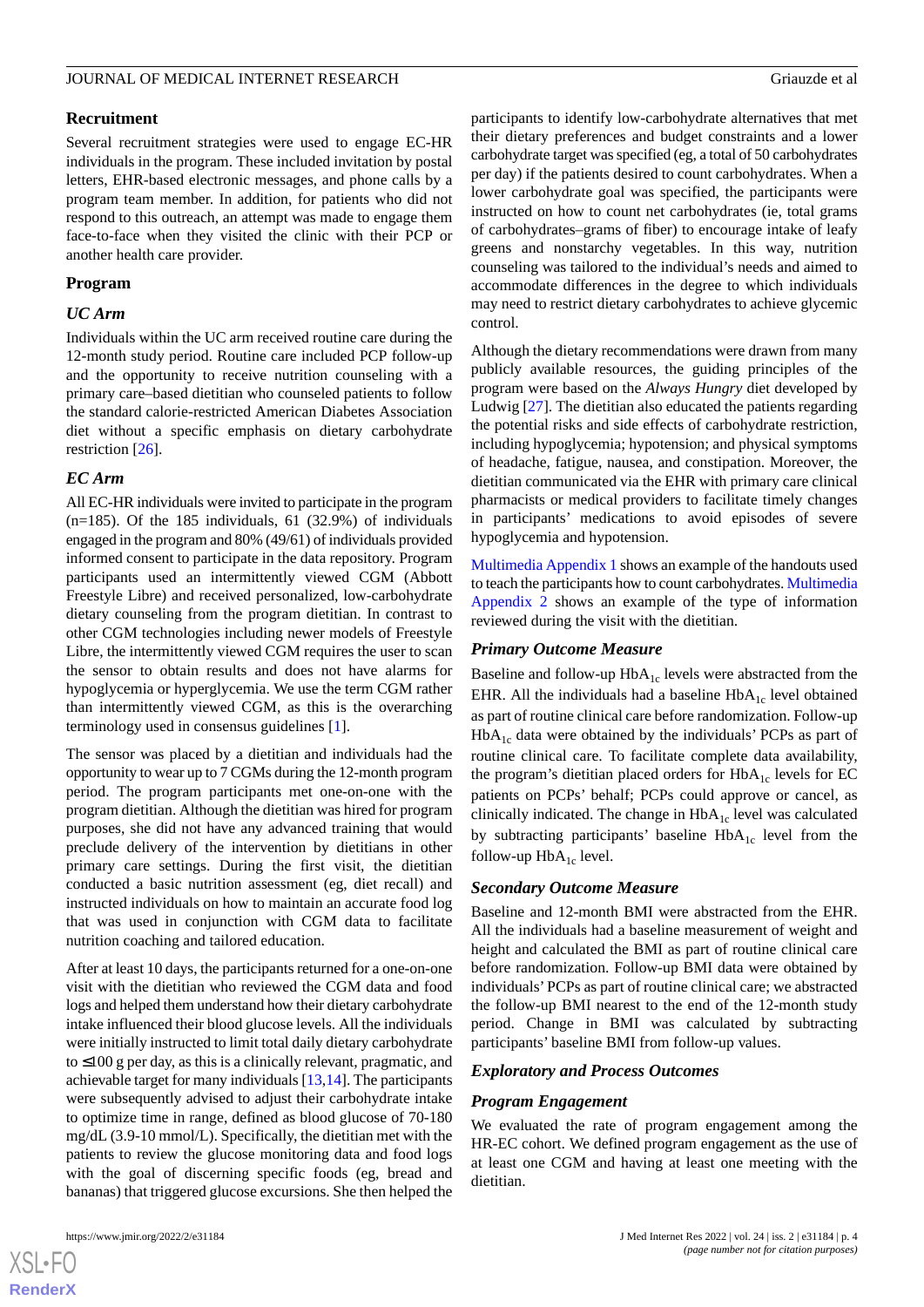### Recruitment

Several recruitment strategies were used to engage EC-HR individuals in the program. These included invitation by postal letters, EHR-based electronic messages, and phone calls by a program team member. In addition, for patients who did not respond to this outreach, an attempt was made to engage them face-to-face when they visited the clinic with their PCP or another health care provider.

### Program

#### UC Arm

Individuals within the UC arm received routine care during the 12-month study period. Routine care included PCP follow-up and the opportunity to receive nutrition counseling with a primary care–based dietitian who counseled patients to follow the standard calorie-restricted American Diabetes Association diet without a specific emphasis on dietary carbohydrate restriction [26].

#### EC Arm

All EC-HR individuals were invited to participate in the program (n=185). Of the 185 individuals, 61 (32.9%) of individuals engaged in the program and 80% (49/61) of individuals provided informed consent to participate in the data repository. Program participants used an intermittently viewed CGM (Abbott Freestyle Libre) and received personalized, low-carbohydrate dietary counseling from the program dietitian. In contrast to other CGM technologies including newer models of Freestyle Libre, the intermittently viewed CGM requires the user to scan the sensor to obtain results and does not have alarms for hypoglycemia or hyperglycemia. We use the term CGM rather than intermittently viewed CGM, as this is the overarching terminology used in consensus guidelines [1].

The sensor was placed by a dietitian and individuals had the opportunity to wear up to 7 CGMs during the 12-month program period. The program participants met one-on-one with the program dietitian. Although the dietitian was hired for program purposes, she did not have any advanced training that would preclude delivery of the intervention by dietitians in other primary care settings. During the first visit, the dietitian conducted a basic nutrition assessment (eg, diet recall) and instructed individuals on how to maintain an accurate food log that was used in conjunction with CGM data to facilitate nutrition coaching and tailored education.

After at least 10 days, the participants returned for a one-on-one visit with the dietitian who reviewed the CGM data and food logs and helped them understand how their dietary carbohydrate intake influenced their blood glucose levels. All the individuals were initially instructed to limit total daily dietary carbohydrate to ≤100 g per day, as this is a clinically relevant, pragmatic, and achievable target for many individuals [13,14]. The participants were subsequently advised to adjust their carbohydrate intake to optimize time in range, defined as blood glucose of 70-180 mg/dL (3.9-10 mmol/L). Specifically, the dietitian met with the patients to review the glucose monitoring data and food logs with the goal of discerning specific foods (eg, bread and bananas) that triggered glucose excursions. She then helped the participants to identify low-carbohydrate alternatives that met their dietary preferences and budget constraints and a lower carbohydrate target was specified (eg, a total of 50 carbohydrates per day) if the patients desired to count carbohydrates. When a lower carbohydrate goal was specified, the participants were instructed on how to count net carbohydrates (ie, total grams of carbohydrates–grams of fiber) to encourage intake of leafy greens and nonstarchy vegetables. In this way, nutrition counseling was tailored to the individual's needs and aimed to accommodate differences in the degree to which individuals may need to restrict dietary carbohydrates to achieve glycemic control.

Although the dietary recommendations were drawn from many publicly available resources, the guiding principles of the program were based on the *Always Hungry* diet developed by Ludwig [27]. The dietitian also educated the patients regarding the potential risks and side effects of carbohydrate restriction, including hypoglycemia; hypotension; and physical symptoms of headache, fatigue, nausea, and constipation. Moreover, the dietitian communicated via the EHR with primary care clinical pharmacists or medical providers to facilitate timely changes in participants' medications to avoid episodes of severe hypoglycemia and hypotension.

Multimedia Appendix 1 shows an example of the handouts used to teach the participants how to count carbohydrates. Multimedia Appendix 2 shows an example of the type of information reviewed during the visit with the dietitian.

#### Primary Outcome Measure

Baseline and follow-up $HbA_{1c}$ levels were abstracted from the EHR. All the individuals had a baseline $HbA_{1c}$ level obtained as part of routine clinical care before randomization. Follow-up $HbA_{1c}$ data were obtained by the individuals' PCPs as part of routine clinical care. To facilitate complete data availability, the program's dietitian placed orders for $HbA_{1c}$ levels for EC patients on PCPs' behalf; PCPs could approve or cancel, as clinically indicated. The change in $HbA_{1c}$ level was calculated by subtracting participants' baseline $HbA_{1c}$ level from the follow-up $HbA_{1c}$ level.

#### Secondary Outcome Measure

Baseline and 12-month BMI were abstracted from the EHR. All the individuals had a baseline measurement of weight and height and calculated the BMI as part of routine clinical care before randomization. Follow-up BMI data were obtained by individuals' PCPs as part of routine clinical care; we abstracted the follow-up BMI nearest to the end of the 12-month study period. Change in BMI was calculated by subtracting participants' baseline BMI from follow-up values.

#### Exploratory and Process Outcomes

#### Program Engagement

We evaluated the rate of program engagement among the HR-EC cohort. We defined program engagement as the use of at least one CGM and having at least one meeting with the dietitian.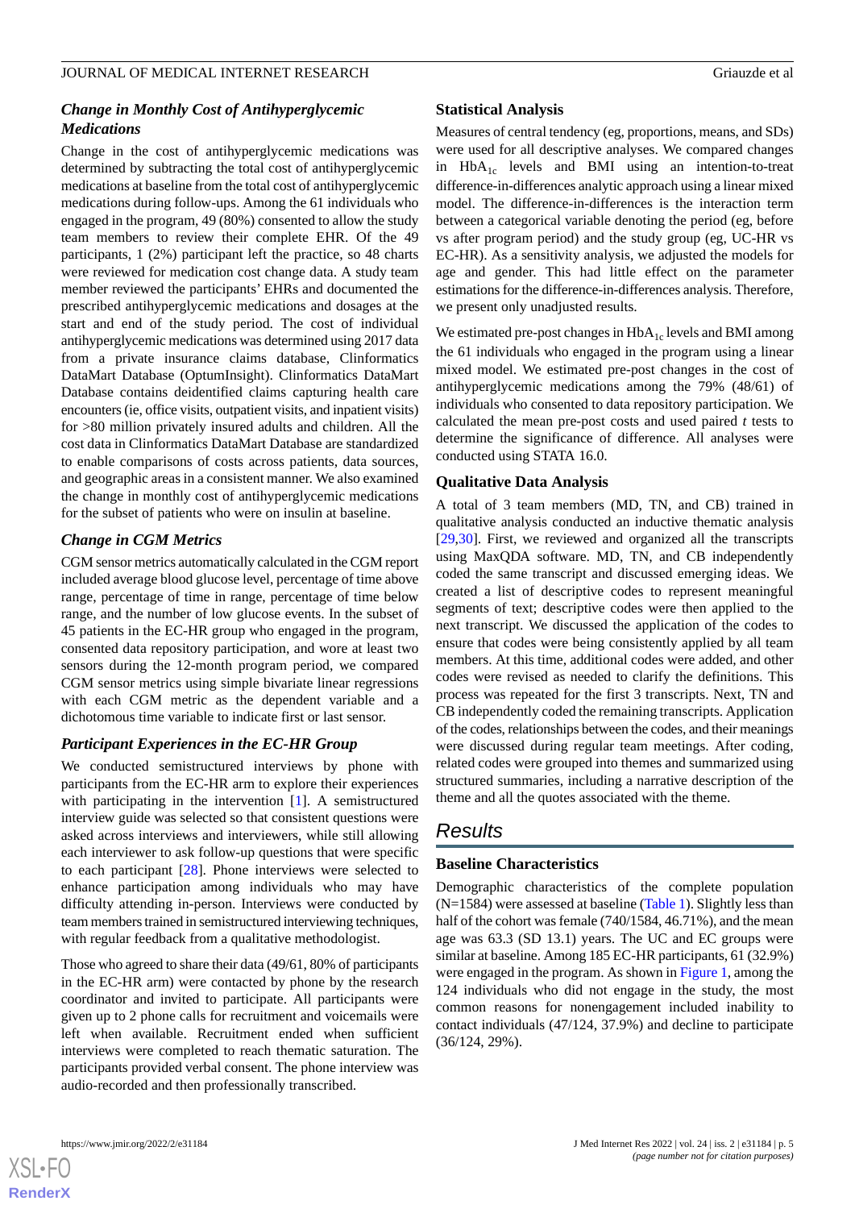### *Change in Monthly Cost of Antihyperglycemic Medications*

Change in the cost of antihyperglycemic medications was determined by subtracting the total cost of antihyperglycemic medications at baseline from the total cost of antihyperglycemic medications during follow-ups. Among the 61 individuals who engaged in the program, 49 (80%) consented to allow the study team members to review their complete EHR. Of the 49 participants, 1 (2%) participant left the practice, so 48 charts were reviewed for medication cost change data. A study team member reviewed the participants' EHRs and documented the prescribed antihyperglycemic medications and dosages at the start and end of the study period. The cost of individual antihyperglycemic medications was determined using 2017 data from a private insurance claims database, Clinformatics DataMart Database (OptumInsight). Clinformatics DataMart Database contains deidentified claims capturing health care encounters (ie, office visits, outpatient visits, and inpatient visits) for >80 million privately insured adults and children. All the cost data in Clinformatics DataMart Database are standardized to enable comparisons of costs across patients, data sources, and geographic areas in a consistent manner. We also examined the change in monthly cost of antihyperglycemic medications for the subset of patients who were on insulin at baseline.

### *Change in CGM Metrics*

CGM sensor metrics automatically calculated in the CGM report included average blood glucose level, percentage of time above range, percentage of time in range, percentage of time below range, and the number of low glucose events. In the subset of 45 patients in the EC-HR group who engaged in the program, consented data repository participation, and wore at least two sensors during the 12-month program period, we compared CGM sensor metrics using simple bivariate linear regressions with each CGM metric as the dependent variable and a dichotomous time variable to indicate first or last sensor.

### *Participant Experiences in the EC-HR Group*

We conducted semistructured interviews by phone with participants from the EC-HR arm to explore their experiences with participating in the intervention [1]. A semistructured interview guide was selected so that consistent questions were asked across interviews and interviewers, while still allowing each interviewer to ask follow-up questions that were specific to each participant [28]. Phone interviews were selected to enhance participation among individuals who may have difficulty attending in-person. Interviews were conducted by team members trained in semistructured interviewing techniques, with regular feedback from a qualitative methodologist.

Those who agreed to share their data (49/61, 80% of participants in the EC-HR arm) were contacted by phone by the research coordinator and invited to participate. All participants were given up to 2 phone calls for recruitment and voicemails were left when available. Recruitment ended when sufficient interviews were completed to reach thematic saturation. The participants provided verbal consent. The phone interview was audio-recorded and then professionally transcribed.

### Statistical Analysis

Measures of central tendency (eg, proportions, means, and SDs) were used for all descriptive analyses. We compared changes in $HbA_{1c}$ levels and BMI using an intention-to-treat difference-in-differences analytic approach using a linear mixed model. The difference-in-differences is the interaction term between a categorical variable denoting the period (eg, before vs after program period) and the study group (eg, UC-HR vs EC-HR). As a sensitivity analysis, we adjusted the models for age and gender. This had little effect on the parameter estimations for the difference-in-differences analysis. Therefore, we present only unadjusted results.

We estimated pre-post changes in $HbA_{1c}$ levels and BMI among the 61 individuals who engaged in the program using a linear mixed model. We estimated pre-post changes in the cost of antihyperglycemic medications among the 79% (48/61) of individuals who consented to data repository participation. We calculated the mean pre-post costs and used paired *t* tests to determine the significance of difference. All analyses were conducted using STATA 16.0.

### Qualitative Data Analysis

A total of 3 team members (MD, TN, and CB) trained in qualitative analysis conducted an inductive thematic analysis [29,30]. First, we reviewed and organized all the transcripts using MaxQDA software. MD, TN, and CB independently coded the same transcript and discussed emerging ideas. We created a list of descriptive codes to represent meaningful segments of text; descriptive codes were then applied to the next transcript. We discussed the application of the codes to ensure that codes were being consistently applied by all team members. At this time, additional codes were added, and other codes were revised as needed to clarify the definitions. This process was repeated for the first 3 transcripts. Next, TN and CB independently coded the remaining transcripts. Application of the codes, relationships between the codes, and their meanings were discussed during regular team meetings. After coding, related codes were grouped into themes and summarized using structured summaries, including a narrative description of the theme and all the quotes associated with the theme.

## Results

### Baseline Characteristics

Demographic characteristics of the complete population (N=1584) were assessed at baseline (Table 1). Slightly less than half of the cohort was female (740/1584, 46.71%), and the mean age was 63.3 (SD 13.1) years. The UC and EC groups were similar at baseline. Among 185 EC-HR participants, 61 (32.9%) were engaged in the program. As shown in Figure 1, among the 124 individuals who did not engage in the study, the most common reasons for nonengagement included inability to contact individuals (47/124, 37.9%) and decline to participate (36/124, 29%).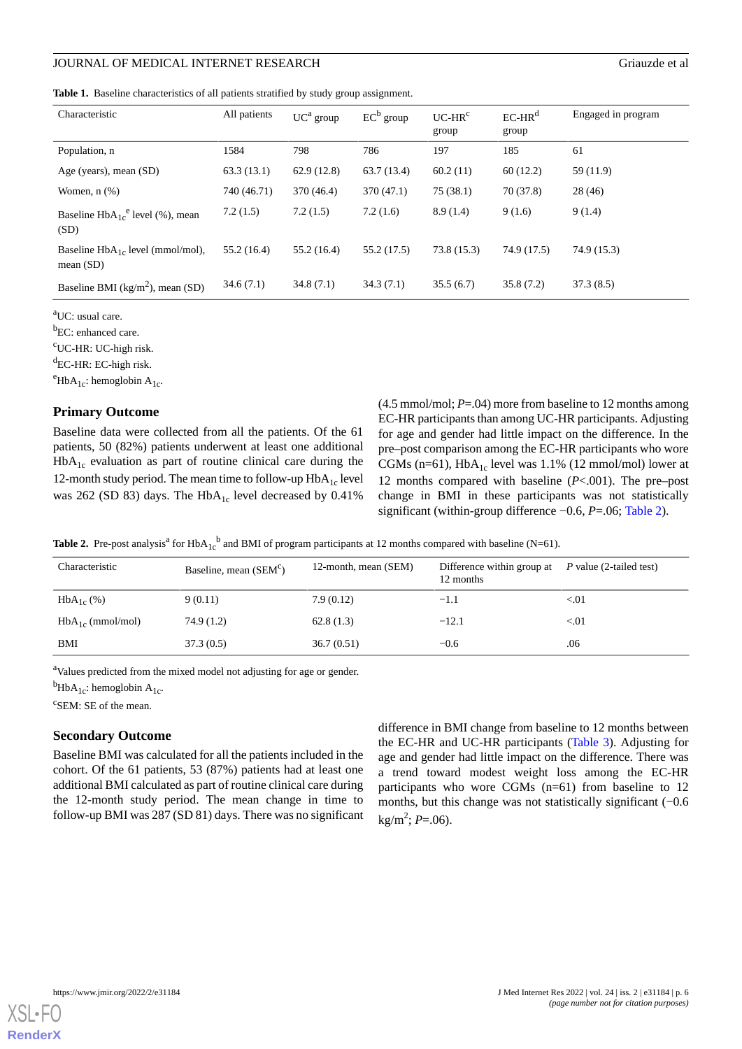**Table 1.** Baseline characteristics of all patients stratified by study group assignment.

| Characteristic | All patients | UC[a] group | EC[b] group | UC-HR[c] group | EC-HR[d] group | Engaged in program |
|---|---|---|---|---|---|---|
| Population, n | 1584 | 798 | 786 | 197 | 185 | 61 |
| Age (years), mean (SD) | 63.3 (13.1) | 62.9 (12.8) | 63.7 (13.4) | 60.2 (11) | 60 (12.2) | 59 (11.9) |
| Women, n (%) | 740 (46.71) | 370 (46.4) | 370 (47.1) | 75 (38.1) | 70 (37.8) | 28 (46) |
| Baseline $HbA_{1c}$[e] level (%), mean (SD) | 7.2 (1.5) | 7.2 (1.5) | 7.2 (1.6) | 8.9 (1.4) | 9 (1.6) | 9 (1.4) |
| Baseline $HbA_{1c}$ level (mmol/mol), mean (SD) | 55.2 (16.4) | 55.2 (16.4) | 55.2 (17.5) | 73.8 (15.3) | 74.9 (17.5) | 74.9 (15.3) |
| Baseline BMI ($kg/m^2$), mean (SD) | 34.6 (7.1) | 34.8 (7.1) | 34.3 (7.1) | 35.5 (6.7) | 35.8 (7.2) | 37.3 (8.5) |

[a]UC: usual care.
[b]EC: enhanced care.
[c]UC-HR: UC-high risk.
[d]EC-HR: EC-high risk.
[e]$HbA_{1c}$: hemoglobin $A_{1c}$.

## Primary Outcome

Baseline data were collected from all the patients. Of the 61 patients, 50 (82%) patients underwent at least one additional $HbA_{1c}$ evaluation as part of routine clinical care during the 12-month study period. The mean time to follow-up $HbA_{1c}$ level was 262 (SD 83) days. The $HbA_{1c}$ level decreased by 0.41% (4.5 mmol/mol; $P$=.04) more from baseline to 12 months among EC-HR participants than among UC-HR participants. Adjusting for age and gender had little impact on the difference. In the pre–post comparison among the EC-HR participants who wore CGMs (n=61), $HbA_{1c}$ level was 1.1% (12 mmol/mol) lower at 12 months compared with baseline ($P$<.001). The pre–post change in BMI in these participants was not statistically significant (within-group difference −0.6, $P$=.06; Table 2).

**Table 2.** Pre-post analysis[a] for $HbA_{1c}$[b] and BMI of program participants at 12 months compared with baseline (N=61).

| Characteristic | Baseline, mean (SEM[c]) | 12-month, mean (SEM) | Difference within group at 12 months | $P$ value (2-tailed test) |
|---|---|---|---|---|
| $HbA_{1c}$ (%) | 9 (0.11) | 7.9 (0.12) | −1.1 | <.01 |
| $HbA_{1c}$ (mmol/mol) | 74.9 (1.2) | 62.8 (1.3) | −12.1 | <.01 |
| BMI | 37.3 (0.5) | 36.7 (0.51) | −0.6 | .06 |

[a]Values predicted from the mixed model not adjusting for age or gender.
[b]$HbA_{1c}$: hemoglobin $A_{1c}$.
[c]SEM: SE of the mean.

## Secondary Outcome

Baseline BMI was calculated for all the patients included in the cohort. Of the 61 patients, 53 (87%) patients had at least one additional BMI calculated as part of routine clinical care during the 12-month study period. The mean change in time to follow-up BMI was 287 (SD 81) days. There was no significant difference in BMI change from baseline to 12 months between the EC-HR and UC-HR participants (Table 3). Adjusting for age and gender had little impact on the difference. There was a trend toward modest weight loss among the EC-HR participants who wore CGMs (n=61) from baseline to 12 months, but this change was not statistically significant (−0.6 $kg/m^2$; $P$=.06).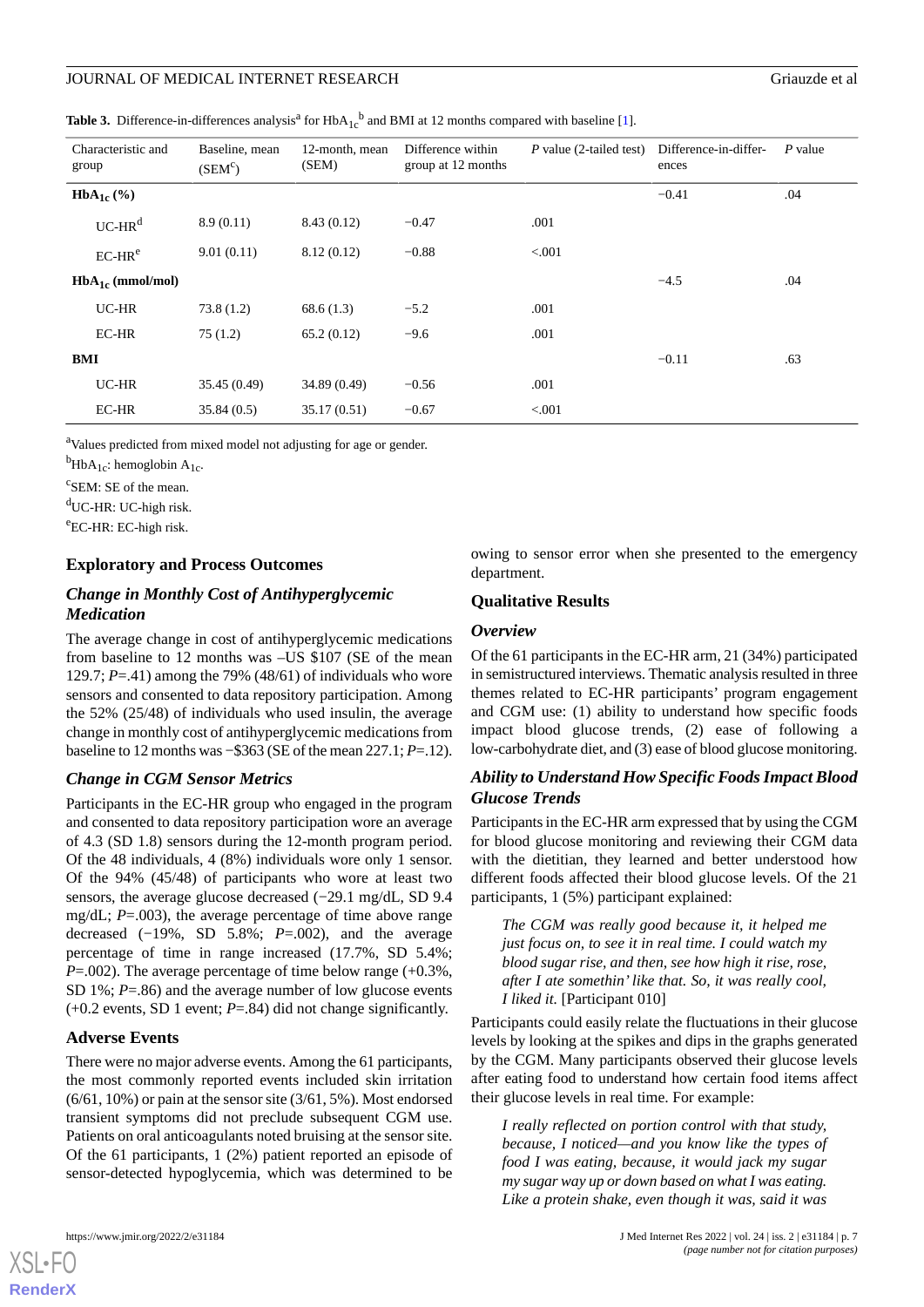**Table 3.** Difference-in-differences analysis[a] for $HbA_{1c}$[b] and BMI at 12 months compared with baseline [1].

| Characteristic and group | Baseline, mean (SEM[c]) | 12-month, mean (SEM) | Difference within group at 12 months | P value (2-tailed test) | Difference-in-differences | P value |
|---|---|---|---|---|---|---|
| **$HbA_{1c}$ (%)** | | | | | −0.41 | .04 |
| UC-HR[d] | 8.9 (0.11) | 8.43 (0.12) | −0.47 | .001 | | |
| EC-HR[e] | 9.01 (0.11) | 8.12 (0.12) | −0.88 | <.001 | | |
| **$HbA_{1c}$ (mmol/mol)** | | | | | −4.5 | .04 |
| UC-HR | 73.8 (1.2) | 68.6 (1.3) | −5.2 | .001 | | |
| EC-HR | 75 (1.2) | 65.2 (0.12) | −9.6 | .001 | | |
| **BMI** | | | | | −0.11 | .63 |
| UC-HR | 35.45 (0.49) | 34.89 (0.49) | −0.56 | .001 | | |
| EC-HR | 35.84 (0.5) | 35.17 (0.51) | −0.67 | <.001 | | |

[a]Values predicted from mixed model not adjusting for age or gender.

[b]$HbA_{1c}$: hemoglobin $A_{1c}$.

[c]SEM: SE of the mean.

[d]UC-HR: UC-high risk.

[e]EC-HR: EC-high risk.

### Exploratory and Process Outcomes

#### *Change in Monthly Cost of Antihyperglycemic Medication*

The average change in cost of antihyperglycemic medications from baseline to 12 months was –US $107 (SE of the mean 129.7; *P*=.41) among the 79% (48/61) of individuals who wore sensors and consented to data repository participation. Among the 52% (25/48) of individuals who used insulin, the average change in monthly cost of antihyperglycemic medications from baseline to 12 months was −$363 (SE of the mean 227.1; *P*=.12).

#### *Change in CGM Sensor Metrics*

Participants in the EC-HR group who engaged in the program and consented to data repository participation wore an average of 4.3 (SD 1.8) sensors during the 12-month program period. Of the 48 individuals, 4 (8%) individuals wore only 1 sensor. Of the 94% (45/48) of participants who wore at least two sensors, the average glucose decreased (−29.1 mg/dL, SD 9.4 mg/dL; *P*=.003), the average percentage of time above range decreased (−19%, SD 5.8%; *P*=.002), and the average percentage of time in range increased (17.7%, SD 5.4%; *P*=.002). The average percentage of time below range (+0.3%, SD 1%; *P*=.86) and the average number of low glucose events (+0.2 events, SD 1 event; *P*=.84) did not change significantly.

### Adverse Events

There were no major adverse events. Among the 61 participants, the most commonly reported events included skin irritation (6/61, 10%) or pain at the sensor site (3/61, 5%). Most endorsed transient symptoms did not preclude subsequent CGM use. Patients on oral anticoagulants noted bruising at the sensor site. Of the 61 participants, 1 (2%) patient reported an episode of sensor-detected hypoglycemia, which was determined to be owing to sensor error when she presented to the emergency department.

### Qualitative Results

#### *Overview*

Of the 61 participants in the EC-HR arm, 21 (34%) participated in semistructured interviews. Thematic analysis resulted in three themes related to EC-HR participants' program engagement and CGM use: (1) ability to understand how specific foods impact blood glucose trends, (2) ease of following a low-carbohydrate diet, and (3) ease of blood glucose monitoring.

#### *Ability to Understand How Specific Foods Impact Blood Glucose Trends*

Participants in the EC-HR arm expressed that by using the CGM for blood glucose monitoring and reviewing their CGM data with the dietitian, they learned and better understood how different foods affected their blood glucose levels. Of the 21 participants, 1 (5%) participant explained:

> *The CGM was really good because it, it helped me just focus on, to see it in real time. I could watch my blood sugar rise, and then, see how high it rise, rose, after I ate somethin' like that. So, it was really cool, I liked it.* [Participant 010]

Participants could easily relate the fluctuations in their glucose levels by looking at the spikes and dips in the graphs generated by the CGM. Many participants observed their glucose levels after eating food to understand how certain food items affect their glucose levels in real time. For example:

> *I really reflected on portion control with that study, because, I noticed—and you know like the types of food I was eating, because, it would jack my sugar my sugar way up or down based on what I was eating. Like a protein shake, even though it was, said it was*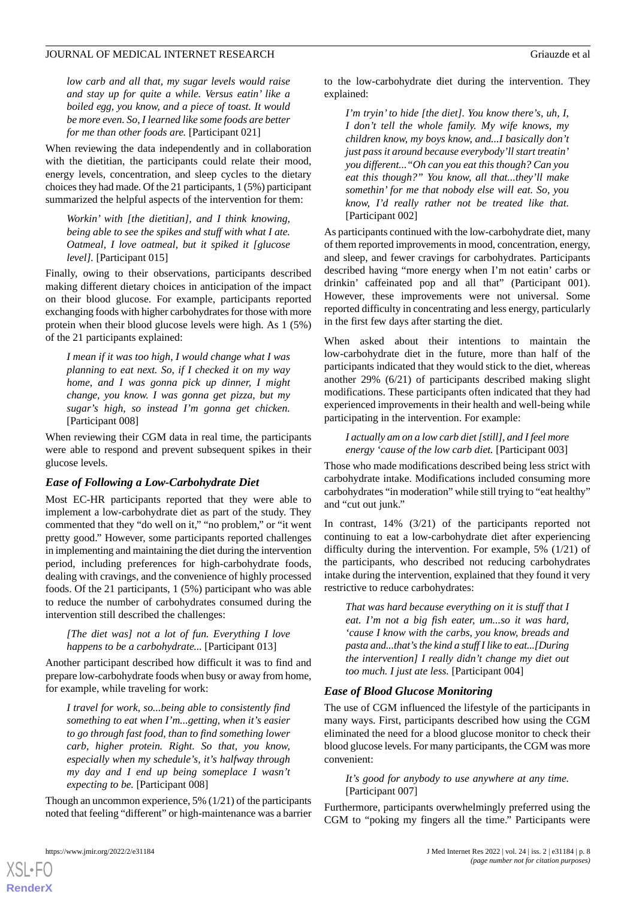*low carb and all that, my sugar levels would raise and stay up for quite a while. Versus eatin' like a boiled egg, you know, and a piece of toast. It would be more even. So, I learned like some foods are better for me than other foods are.* [Participant 021]

When reviewing the data independently and in collaboration with the dietitian, the participants could relate their mood, energy levels, concentration, and sleep cycles to the dietary choices they had made. Of the 21 participants, 1 (5%) participant summarized the helpful aspects of the intervention for them:

> *Workin' with [the dietitian], and I think knowing, being able to see the spikes and stuff with what I ate. Oatmeal, I love oatmeal, but it spiked it [glucose level].* [Participant 015]

Finally, owing to their observations, participants described making different dietary choices in anticipation of the impact on their blood glucose. For example, participants reported exchanging foods with higher carbohydrates for those with more protein when their blood glucose levels were high. As 1 (5%) of the 21 participants explained:

> *I mean if it was too high, I would change what I was planning to eat next. So, if I checked it on my way home, and I was gonna pick up dinner, I might change, you know. I was gonna get pizza, but my sugar's high, so instead I'm gonna get chicken.* [Participant 008]

When reviewing their CGM data in real time, the participants were able to respond and prevent subsequent spikes in their glucose levels.

### Ease of Following a Low-Carbohydrate Diet

Most EC-HR participants reported that they were able to implement a low-carbohydrate diet as part of the study. They commented that they "do well on it," "no problem," or "it went pretty good." However, some participants reported challenges in implementing and maintaining the diet during the intervention period, including preferences for high-carbohydrate foods, dealing with cravings, and the convenience of highly processed foods. Of the 21 participants, 1 (5%) participant who was able to reduce the number of carbohydrates consumed during the intervention still described the challenges:

> *[The diet was] not a lot of fun. Everything I love happens to be a carbohydrate...* [Participant 013]

Another participant described how difficult it was to find and prepare low-carbohydrate foods when busy or away from home, for example, while traveling for work:

> *I travel for work, so...being able to consistently find something to eat when I'm...getting, when it's easier to go through fast food, than to find something lower carb, higher protein. Right. So that, you know, especially when my schedule's, it's halfway through my day and I end up being someplace I wasn't expecting to be.* [Participant 008]

Though an uncommon experience, 5% (1/21) of the participants noted that feeling "different" or high-maintenance was a barrier to the low-carbohydrate diet during the intervention. They explained:

> *I'm tryin' to hide [the diet]. You know there's, uh, I, I don't tell the whole family. My wife knows, my children know, my boys know, and...I basically don't just pass it around because everybody'll start treatin' you different..."Oh can you eat this though? Can you eat this though?" You know, all that...they'll make somethin' for me that nobody else will eat. So, you know, I'd really rather not be treated like that.* [Participant 002]

As participants continued with the low-carbohydrate diet, many of them reported improvements in mood, concentration, energy, and sleep, and fewer cravings for carbohydrates. Participants described having "more energy when I'm not eatin' carbs or drinkin' caffeinated pop and all that" (Participant 001). However, these improvements were not universal. Some reported difficulty in concentrating and less energy, particularly in the first few days after starting the diet.

When asked about their intentions to maintain the low-carbohydrate diet in the future, more than half of the participants indicated that they would stick to the diet, whereas another 29% (6/21) of participants described making slight modifications. These participants often indicated that they had experienced improvements in their health and well-being while participating in the intervention. For example:

> *I actually am on a low carb diet [still], and I feel more energy 'cause of the low carb diet.* [Participant 003]

Those who made modifications described being less strict with carbohydrate intake. Modifications included consuming more carbohydrates "in moderation" while still trying to "eat healthy" and "cut out junk."

In contrast, 14% (3/21) of the participants reported not continuing to eat a low-carbohydrate diet after experiencing difficulty during the intervention. For example, 5% (1/21) of the participants, who described not reducing carbohydrates intake during the intervention, explained that they found it very restrictive to reduce carbohydrates:

> *That was hard because everything on it is stuff that I eat. I'm not a big fish eater, um...so it was hard, 'cause I know with the carbs, you know, breads and pasta and...that's the kind a stuff I like to eat...[During the intervention] I really didn't change my diet out too much. I just ate less.* [Participant 004]

### Ease of Blood Glucose Monitoring

The use of CGM influenced the lifestyle of the participants in many ways. First, participants described how using the CGM eliminated the need for a blood glucose monitor to check their blood glucose levels. For many participants, the CGM was more convenient:

> *It's good for anybody to use anywhere at any time.* [Participant 007]

Furthermore, participants overwhelmingly preferred using the CGM to "poking my fingers all the time." Participants were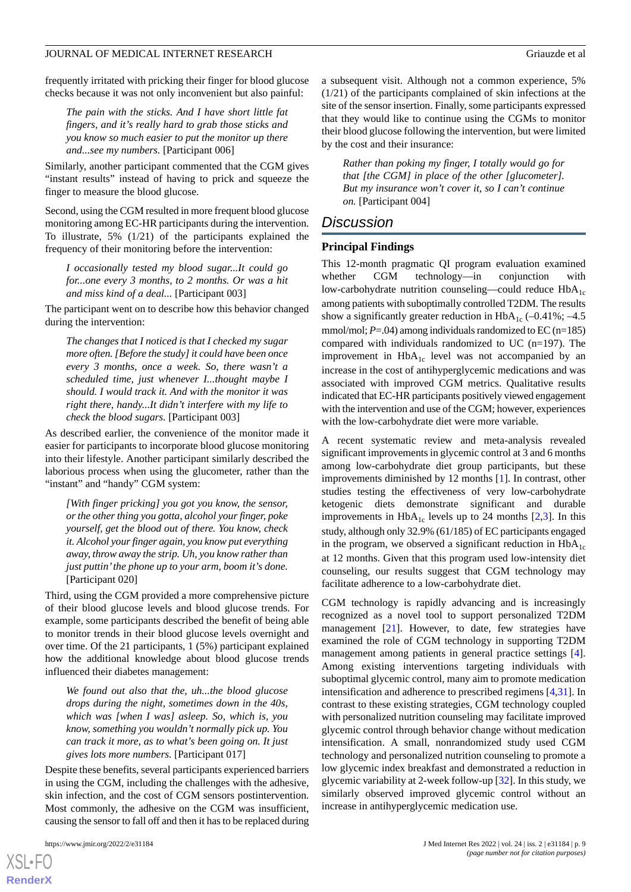frequently irritated with pricking their finger for blood glucose checks because it was not only inconvenient but also painful:

> *The pain with the sticks. And I have short little fat fingers, and it's really hard to grab those sticks and you know so much easier to put the monitor up there and...see my numbers.* [Participant 006]

Similarly, another participant commented that the CGM gives "instant results" instead of having to prick and squeeze the finger to measure the blood glucose.

Second, using the CGM resulted in more frequent blood glucose monitoring among EC-HR participants during the intervention. To illustrate, 5% (1/21) of the participants explained the frequency of their monitoring before the intervention:

> *I occasionally tested my blood sugar...It could go for...one every 3 months, to 2 months. Or was a hit and miss kind of a deal...* [Participant 003]

The participant went on to describe how this behavior changed during the intervention:

> *The changes that I noticed is that I checked my sugar more often. [Before the study] it could have been once every 3 months, once a week. So, there wasn't a scheduled time, just whenever I...thought maybe I should. I would track it. And with the monitor it was right there, handy...It didn't interfere with my life to check the blood sugars.* [Participant 003]

As described earlier, the convenience of the monitor made it easier for participants to incorporate blood glucose monitoring into their lifestyle. Another participant similarly described the laborious process when using the glucometer, rather than the "instant" and "handy" CGM system:

> *[With finger pricking] you got you know, the sensor, or the other thing you gotta, alcohol your finger, poke yourself, get the blood out of there. You know, check it. Alcohol your finger again, you know put everything away, throw away the strip. Uh, you know rather than just puttin' the phone up to your arm, boom it's done.* [Participant 020]

Third, using the CGM provided a more comprehensive picture of their blood glucose levels and blood glucose trends. For example, some participants described the benefit of being able to monitor trends in their blood glucose levels overnight and over time. Of the 21 participants, 1 (5%) participant explained how the additional knowledge about blood glucose trends influenced their diabetes management:

> *We found out also that the, uh...the blood glucose drops during the night, sometimes down in the 40s, which was [when I was] asleep. So, which is, you know, something you wouldn't normally pick up. You can track it more, as to what's been going on. It just gives lots more numbers.* [Participant 017]

Despite these benefits, several participants experienced barriers in using the CGM, including the challenges with the adhesive, skin infection, and the cost of CGM sensors postintervention. Most commonly, the adhesive on the CGM was insufficient, causing the sensor to fall off and then it has to be replaced during a subsequent visit. Although not a common experience, 5% (1/21) of the participants complained of skin infections at the site of the sensor insertion. Finally, some participants expressed that they would like to continue using the CGMs to monitor their blood glucose following the intervention, but were limited by the cost and their insurance:

> *Rather than poking my finger, I totally would go for that [the CGM] in place of the other [glucometer]. But my insurance won't cover it, so I can't continue on.* [Participant 004]

## Discussion

### Principal Findings

This 12-month pragmatic QI program evaluation examined whether CGM technology—in conjunction with low-carbohydrate nutrition counseling—could reduce $HbA_{1c}$ among patients with suboptimally controlled T2DM. The results show a significantly greater reduction in $HbA_{1c}$ (–0.41%; –4.5 mmol/mol; $P$=.04) among individuals randomized to EC (n=185) compared with individuals randomized to UC (n=197). The improvement in $HbA_{1c}$ level was not accompanied by an increase in the cost of antihyperglycemic medications and was associated with improved CGM metrics. Qualitative results indicated that EC-HR participants positively viewed engagement with the intervention and use of the CGM; however, experiences with the low-carbohydrate diet were more variable.

A recent systematic review and meta-analysis revealed significant improvements in glycemic control at 3 and 6 months among low-carbohydrate diet group participants, but these improvements diminished by 12 months [1]. In contrast, other studies testing the effectiveness of very low-carbohydrate ketogenic diets demonstrate significant and durable improvements in $HbA_{1c}$ levels up to 24 months [2,3]. In this study, although only 32.9% (61/185) of EC participants engaged in the program, we observed a significant reduction in $HbA_{1c}$ at 12 months. Given that this program used low-intensity diet counseling, our results suggest that CGM technology may facilitate adherence to a low-carbohydrate diet.

CGM technology is rapidly advancing and is increasingly recognized as a novel tool to support personalized T2DM management [21]. However, to date, few strategies have examined the role of CGM technology in supporting T2DM management among patients in general practice settings [4]. Among existing interventions targeting individuals with suboptimal glycemic control, many aim to promote medication intensification and adherence to prescribed regimens [4,31]. In contrast to these existing strategies, CGM technology coupled with personalized nutrition counseling may facilitate improved glycemic control through behavior change without medication intensification. A small, nonrandomized study used CGM technology and personalized nutrition counseling to promote a low glycemic index breakfast and demonstrated a reduction in glycemic variability at 2-week follow-up [32]. In this study, we similarly observed improved glycemic control without an increase in antihyperglycemic medication use.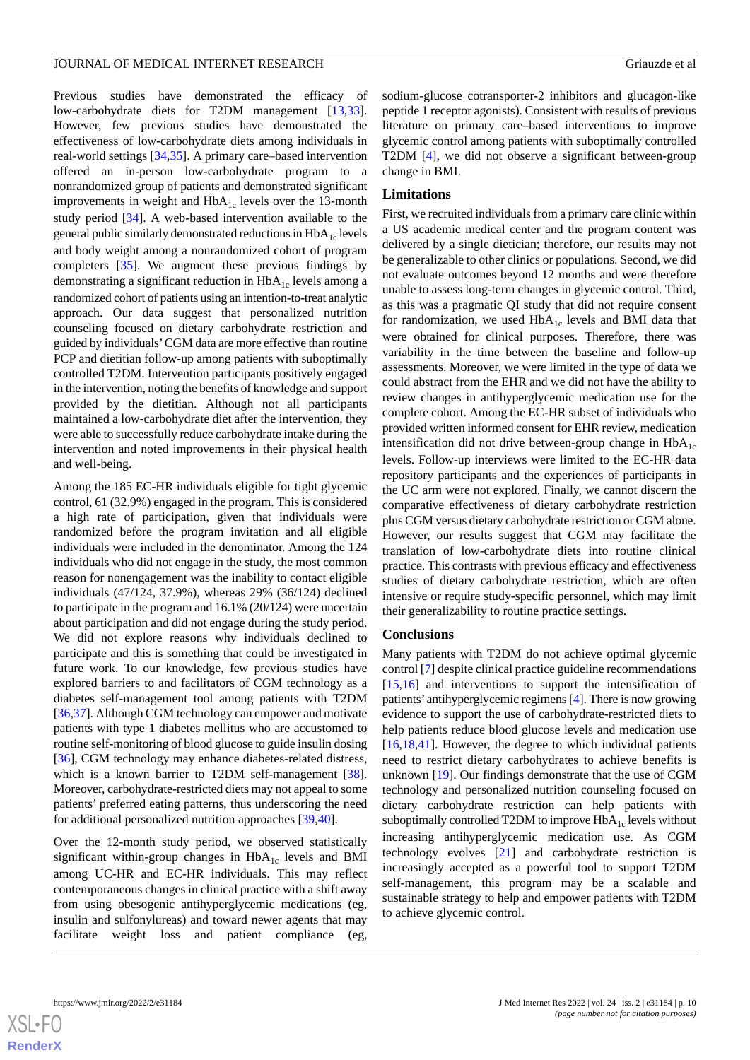Previous studies have demonstrated the efficacy of low-carbohydrate diets for T2DM management [13,33]. However, few previous studies have demonstrated the effectiveness of low-carbohydrate diets among individuals in real-world settings [34,35]. A primary care–based intervention offered an in-person low-carbohydrate program to a nonrandomized group of patients and demonstrated significant improvements in weight and $HbA_{1c}$ levels over the 13-month study period [34]. A web-based intervention available to the general public similarly demonstrated reductions in $HbA_{1c}$ levels and body weight among a nonrandomized cohort of program completers [35]. We augment these previous findings by demonstrating a significant reduction in $HbA_{1c}$ levels among a randomized cohort of patients using an intention-to-treat analytic approach. Our data suggest that personalized nutrition counseling focused on dietary carbohydrate restriction and guided by individuals' CGM data are more effective than routine PCP and dietitian follow-up among patients with suboptimally controlled T2DM. Intervention participants positively engaged in the intervention, noting the benefits of knowledge and support provided by the dietitian. Although not all participants maintained a low-carbohydrate diet after the intervention, they were able to successfully reduce carbohydrate intake during the intervention and noted improvements in their physical health and well-being.

Among the 185 EC-HR individuals eligible for tight glycemic control, 61 (32.9%) engaged in the program. This is considered a high rate of participation, given that individuals were randomized before the program invitation and all eligible individuals were included in the denominator. Among the 124 individuals who did not engage in the study, the most common reason for nonengagement was the inability to contact eligible individuals (47/124, 37.9%), whereas 29% (36/124) declined to participate in the program and 16.1% (20/124) were uncertain about participation and did not engage during the study period. We did not explore reasons why individuals declined to participate and this is something that could be investigated in future work. To our knowledge, few previous studies have explored barriers to and facilitators of CGM technology as a diabetes self-management tool among patients with T2DM [36,37]. Although CGM technology can empower and motivate patients with type 1 diabetes mellitus who are accustomed to routine self-monitoring of blood glucose to guide insulin dosing [36], CGM technology may enhance diabetes-related distress, which is a known barrier to T2DM self-management [38]. Moreover, carbohydrate-restricted diets may not appeal to some patients' preferred eating patterns, thus underscoring the need for additional personalized nutrition approaches [39,40].

Over the 12-month study period, we observed statistically significant within-group changes in $HbA_{1c}$ levels and BMI among UC-HR and EC-HR individuals. This may reflect contemporaneous changes in clinical practice with a shift away from using obesogenic antihyperglycemic medications (eg, insulin and sulfonylureas) and toward newer agents that may facilitate weight loss and patient compliance (eg, sodium-glucose cotransporter-2 inhibitors and glucagon-like peptide 1 receptor agonists). Consistent with results of previous literature on primary care–based interventions to improve glycemic control among patients with suboptimally controlled T2DM [4], we did not observe a significant between-group change in BMI.

## Limitations

First, we recruited individuals from a primary care clinic within a US academic medical center and the program content was delivered by a single dietician; therefore, our results may not be generalizable to other clinics or populations. Second, we did not evaluate outcomes beyond 12 months and were therefore unable to assess long-term changes in glycemic control. Third, as this was a pragmatic QI study that did not require consent for randomization, we used $HbA_{1c}$ levels and BMI data that were obtained for clinical purposes. Therefore, there was variability in the time between the baseline and follow-up assessments. Moreover, we were limited in the type of data we could abstract from the EHR and we did not have the ability to review changes in antihyperglycemic medication use for the complete cohort. Among the EC-HR subset of individuals who provided written informed consent for EHR review, medication intensification did not drive between-group change in $HbA_{1c}$ levels. Follow-up interviews were limited to the EC-HR data repository participants and the experiences of participants in the UC arm were not explored. Finally, we cannot discern the comparative effectiveness of dietary carbohydrate restriction plus CGM versus dietary carbohydrate restriction or CGM alone. However, our results suggest that CGM may facilitate the translation of low-carbohydrate diets into routine clinical practice. This contrasts with previous efficacy and effectiveness studies of dietary carbohydrate restriction, which are often intensive or require study-specific personnel, which may limit their generalizability to routine practice settings.

## Conclusions

Many patients with T2DM do not achieve optimal glycemic control [7] despite clinical practice guideline recommendations [15,16] and interventions to support the intensification of patients' antihyperglycemic regimens [4]. There is now growing evidence to support the use of carbohydrate-restricted diets to help patients reduce blood glucose levels and medication use [16,18,41]. However, the degree to which individual patients need to restrict dietary carbohydrates to achieve benefits is unknown [19]. Our findings demonstrate that the use of CGM technology and personalized nutrition counseling focused on dietary carbohydrate restriction can help patients with suboptimally controlled T2DM to improve $HbA_{1c}$ levels without increasing antihyperglycemic medication use. As CGM technology evolves [21] and carbohydrate restriction is increasingly accepted as a powerful tool to support T2DM self-management, this program may be a scalable and sustainable strategy to help and empower patients with T2DM to achieve glycemic control.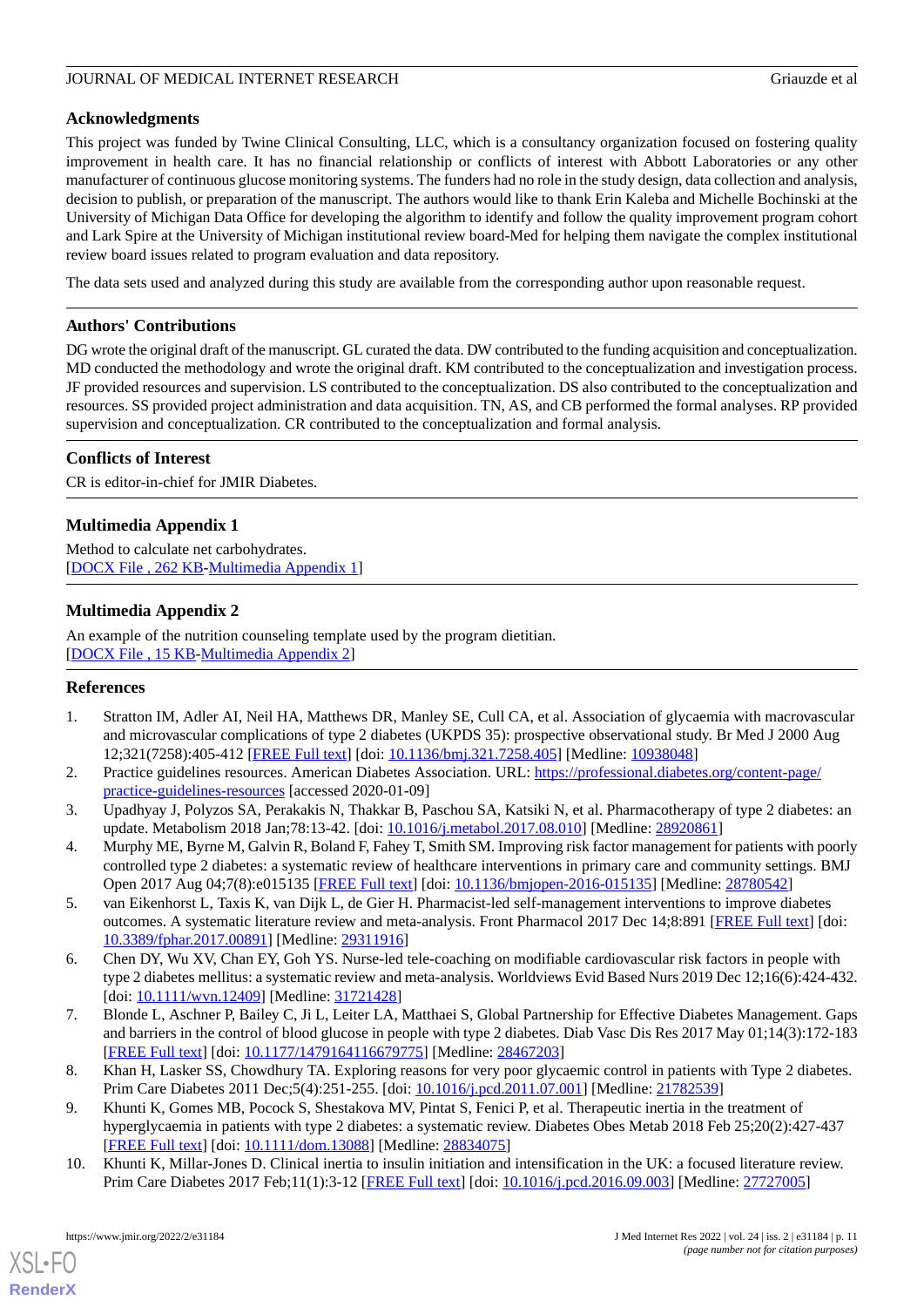## Acknowledgments

This project was funded by Twine Clinical Consulting, LLC, which is a consultancy organization focused on fostering quality improvement in health care. It has no financial relationship or conflicts of interest with Abbott Laboratories or any other manufacturer of continuous glucose monitoring systems. The funders had no role in the study design, data collection and analysis, decision to publish, or preparation of the manuscript. The authors would like to thank Erin Kaleba and Michelle Bochinski at the University of Michigan Data Office for developing the algorithm to identify and follow the quality improvement program cohort and Lark Spire at the University of Michigan institutional review board-Med for helping them navigate the complex institutional review board issues related to program evaluation and data repository.

The data sets used and analyzed during this study are available from the corresponding author upon reasonable request.

## Authors' Contributions

DG wrote the original draft of the manuscript. GL curated the data. DW contributed to the funding acquisition and conceptualization. MD conducted the methodology and wrote the original draft. KM contributed to the conceptualization and investigation process. JF provided resources and supervision. LS contributed to the conceptualization. DS also contributed to the conceptualization and resources. SS provided project administration and data acquisition. TN, AS, and CB performed the formal analyses. RP provided supervision and conceptualization. CR contributed to the conceptualization and formal analysis.

## Conflicts of Interest

CR is editor-in-chief for JMIR Diabetes.

## Multimedia Appendix 1

Method to calculate net carbohydrates.
[DOCX File , 262 KB-Multimedia Appendix 1]

## Multimedia Appendix 2

An example of the nutrition counseling template used by the program dietitian.
[DOCX File , 15 KB-Multimedia Appendix 2]

## References

1. Stratton IM, Adler AI, Neil HA, Matthews DR, Manley SE, Cull CA, et al. Association of glycaemia with macrovascular and microvascular complications of type 2 diabetes (UKPDS 35): prospective observational study. Br Med J 2000 Aug 12;321(7258):405-412 [FREE Full text] [doi: 10.1136/bmj.321.7258.405] [Medline: 10938048]
2. Practice guidelines resources. American Diabetes Association. URL: https://professional.diabetes.org/content-page/practice-guidelines-resources [accessed 2020-01-09]
3. Upadhyay J, Polyzos SA, Perakakis N, Thakkar B, Paschou SA, Katsiki N, et al. Pharmacotherapy of type 2 diabetes: an update. Metabolism 2018 Jan;78:13-42. [doi: 10.1016/j.metabol.2017.08.010] [Medline: 28920861]
4. Murphy ME, Byrne M, Galvin R, Boland F, Fahey T, Smith SM. Improving risk factor management for patients with poorly controlled type 2 diabetes: a systematic review of healthcare interventions in primary care and community settings. BMJ Open 2017 Aug 04;7(8):e015135 [FREE Full text] [doi: 10.1136/bmjopen-2016-015135] [Medline: 28780542]
5. van Eikenhorst L, Taxis K, van Dijk L, de Gier H. Pharmacist-led self-management interventions to improve diabetes outcomes. A systematic literature review and meta-analysis. Front Pharmacol 2017 Dec 14;8:891 [FREE Full text] [doi: 10.3389/fphar.2017.00891] [Medline: 29311916]
6. Chen DY, Wu XV, Chan EY, Goh YS. Nurse-led tele-coaching on modifiable cardiovascular risk factors in people with type 2 diabetes mellitus: a systematic review and meta-analysis. Worldviews Evid Based Nurs 2019 Dec 12;16(6):424-432. [doi: 10.1111/wvn.12409] [Medline: 31721428]
7. Blonde L, Aschner P, Bailey C, Ji L, Leiter LA, Matthaei S, Global Partnership for Effective Diabetes Management. Gaps and barriers in the control of blood glucose in people with type 2 diabetes. Diab Vasc Dis Res 2017 May 01;14(3):172-183 [FREE Full text] [doi: 10.1177/1479164116679775] [Medline: 28467203]
8. Khan H, Lasker SS, Chowdhury TA. Exploring reasons for very poor glycaemic control in patients with Type 2 diabetes. Prim Care Diabetes 2011 Dec;5(4):251-255. [doi: 10.1016/j.pcd.2011.07.001] [Medline: 21782539]
9. Khunti K, Gomes MB, Pocock S, Shestakova MV, Pintat S, Fenici P, et al. Therapeutic inertia in the treatment of hyperglycaemia in patients with type 2 diabetes: a systematic review. Diabetes Obes Metab 2018 Feb 25;20(2):427-437 [FREE Full text] [doi: 10.1111/dom.13088] [Medline: 28834075]
10. Khunti K, Millar-Jones D. Clinical inertia to insulin initiation and intensification in the UK: a focused literature review. Prim Care Diabetes 2017 Feb;11(1):3-12 [FREE Full text] [doi: 10.1016/j.pcd.2016.09.003] [Medline: 27727005]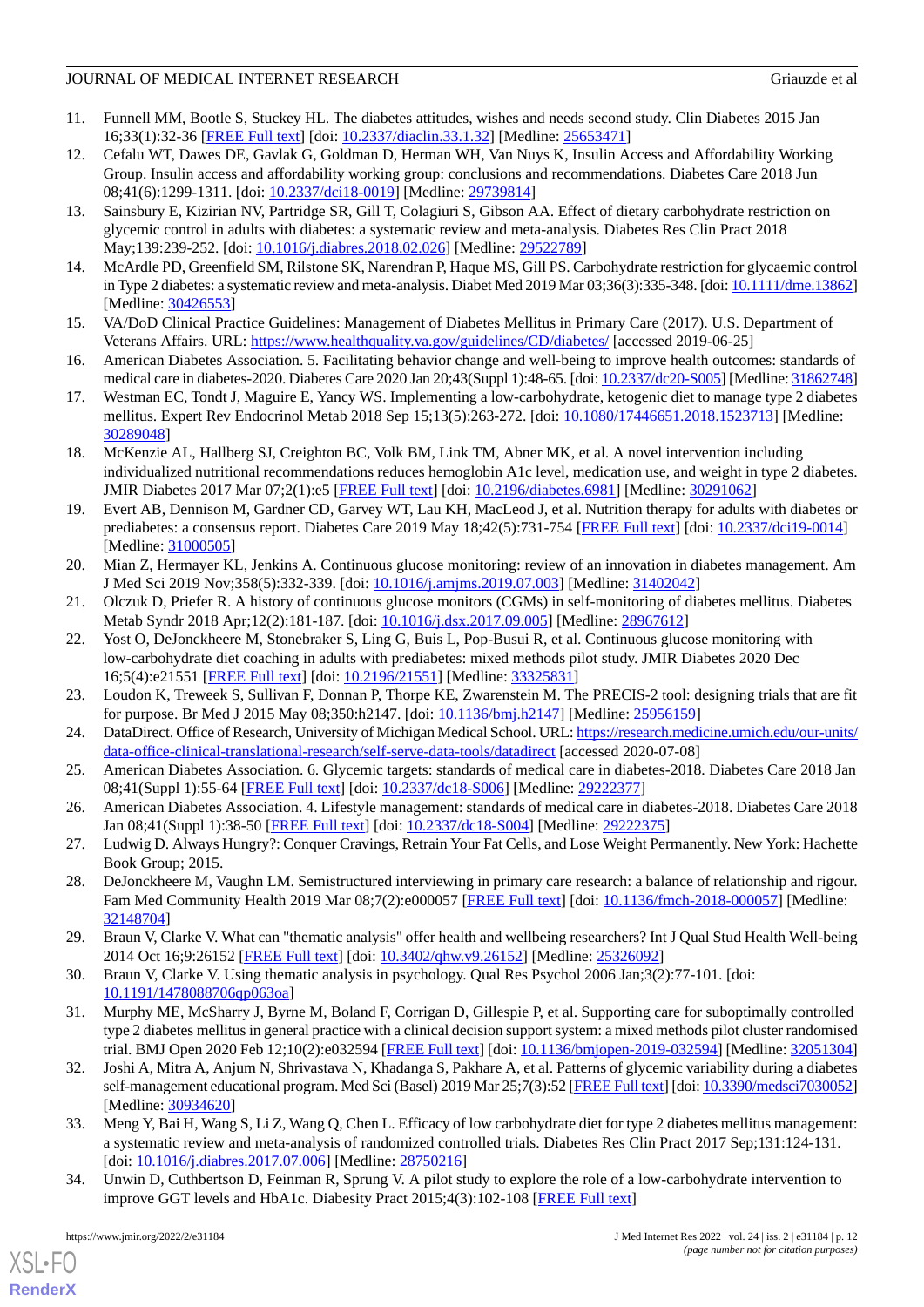11. Funnell MM, Bootle S, Stuckey HL. The diabetes attitudes, wishes and needs second study. Clin Diabetes 2015 Jan 16;33(1):32-36 [FREE Full text] [doi: 10.2337/diaclin.33.1.32] [Medline: 25653471]
12. Cefalu WT, Dawes DE, Gavlak G, Goldman D, Herman WH, Van Nuys K, Insulin Access and Affordability Working Group. Insulin access and affordability working group: conclusions and recommendations. Diabetes Care 2018 Jun 08;41(6):1299-1311. [doi: 10.2337/dci18-0019] [Medline: 29739814]
13. Sainsbury E, Kizirian NV, Partridge SR, Gill T, Colagiuri S, Gibson AA. Effect of dietary carbohydrate restriction on glycemic control in adults with diabetes: a systematic review and meta-analysis. Diabetes Res Clin Pract 2018 May;139:239-252. [doi: 10.1016/j.diabres.2018.02.026] [Medline: 29522789]
14. McArdle PD, Greenfield SM, Rilstone SK, Narendran P, Haque MS, Gill PS. Carbohydrate restriction for glycaemic control in Type 2 diabetes: a systematic review and meta-analysis. Diabet Med 2019 Mar 03;36(3):335-348. [doi: 10.1111/dme.13862] [Medline: 30426553]
15. VA/DoD Clinical Practice Guidelines: Management of Diabetes Mellitus in Primary Care (2017). U.S. Department of Veterans Affairs. URL: https://www.healthquality.va.gov/guidelines/CD/diabetes/ [accessed 2019-06-25]
16. American Diabetes Association. 5. Facilitating behavior change and well-being to improve health outcomes: standards of medical care in diabetes-2020. Diabetes Care 2020 Jan 20;43(Suppl 1):48-65. [doi: 10.2337/dc20-S005] [Medline: 31862748]
17. Westman EC, Tondt J, Maguire E, Yancy WS. Implementing a low-carbohydrate, ketogenic diet to manage type 2 diabetes mellitus. Expert Rev Endocrinol Metab 2018 Sep 15;13(5):263-272. [doi: 10.1080/17446651.2018.1523713] [Medline: 30289048]
18. McKenzie AL, Hallberg SJ, Creighton BC, Volk BM, Link TM, Abner MK, et al. A novel intervention including individualized nutritional recommendations reduces hemoglobin A1c level, medication use, and weight in type 2 diabetes. JMIR Diabetes 2017 Mar 07;2(1):e5 [FREE Full text] [doi: 10.2196/diabetes.6981] [Medline: 30291062]
19. Evert AB, Dennison M, Gardner CD, Garvey WT, Lau KH, MacLeod J, et al. Nutrition therapy for adults with diabetes or prediabetes: a consensus report. Diabetes Care 2019 May 18;42(5):731-754 [FREE Full text] [doi: 10.2337/dci19-0014] [Medline: 31000505]
20. Mian Z, Hermayer KL, Jenkins A. Continuous glucose monitoring: review of an innovation in diabetes management. Am J Med Sci 2019 Nov;358(5):332-339. [doi: 10.1016/j.amjms.2019.07.003] [Medline: 31402042]
21. Olczuk D, Priefer R. A history of continuous glucose monitors (CGMs) in self-monitoring of diabetes mellitus. Diabetes Metab Syndr 2018 Apr;12(2):181-187. [doi: 10.1016/j.dsx.2017.09.005] [Medline: 28967612]
22. Yost O, DeJonckheere M, Stonebraker S, Ling G, Buis L, Pop-Busui R, et al. Continuous glucose monitoring with low-carbohydrate diet coaching in adults with prediabetes: mixed methods pilot study. JMIR Diabetes 2020 Dec 16;5(4):e21551 [FREE Full text] [doi: 10.2196/21551] [Medline: 33325831]
23. Loudon K, Treweek S, Sullivan F, Donnan P, Thorpe KE, Zwarenstein M. The PRECIS-2 tool: designing trials that are fit for purpose. Br Med J 2015 May 08;350:h2147. [doi: 10.1136/bmj.h2147] [Medline: 25956159]
24. DataDirect. Office of Research, University of Michigan Medical School. URL: https://research.medicine.umich.edu/our-units/data-office-clinical-translational-research/self-serve-data-tools/datadirect [accessed 2020-07-08]
25. American Diabetes Association. 6. Glycemic targets: standards of medical care in diabetes-2018. Diabetes Care 2018 Jan 08;41(Suppl 1):55-64 [FREE Full text] [doi: 10.2337/dc18-S006] [Medline: 29222377]
26. American Diabetes Association. 4. Lifestyle management: standards of medical care in diabetes-2018. Diabetes Care 2018 Jan 08;41(Suppl 1):38-50 [FREE Full text] [doi: 10.2337/dc18-S004] [Medline: 29222375]
27. Ludwig D. Always Hungry?: Conquer Cravings, Retrain Your Fat Cells, and Lose Weight Permanently. New York: Hachette Book Group; 2015.
28. DeJonckheere M, Vaughn LM. Semistructured interviewing in primary care research: a balance of relationship and rigour. Fam Med Community Health 2019 Mar 08;7(2):e000057 [FREE Full text] [doi: 10.1136/fmch-2018-000057] [Medline: 32148704]
29. Braun V, Clarke V. What can "thematic analysis" offer health and wellbeing researchers? Int J Qual Stud Health Well-being 2014 Oct 16;9:26152 [FREE Full text] [doi: 10.3402/qhw.v9.26152] [Medline: 25326092]
30. Braun V, Clarke V. Using thematic analysis in psychology. Qual Res Psychol 2006 Jan;3(2):77-101. [doi: 10.1191/1478088706qp063oa]
31. Murphy ME, McSharry J, Byrne M, Boland F, Corrigan D, Gillespie P, et al. Supporting care for suboptimally controlled type 2 diabetes mellitus in general practice with a clinical decision support system: a mixed methods pilot cluster randomised trial. BMJ Open 2020 Feb 12;10(2):e032594 [FREE Full text] [doi: 10.1136/bmjopen-2019-032594] [Medline: 32051304]
32. Joshi A, Mitra A, Anjum N, Shrivastava N, Khadanga S, Pakhare A, et al. Patterns of glycemic variability during a diabetes self-management educational program. Med Sci (Basel) 2019 Mar 25;7(3):52 [FREE Full text] [doi: 10.3390/medsci7030052] [Medline: 30934620]
33. Meng Y, Bai H, Wang S, Li Z, Wang Q, Chen L. Efficacy of low carbohydrate diet for type 2 diabetes mellitus management: a systematic review and meta-analysis of randomized controlled trials. Diabetes Res Clin Pract 2017 Sep;131:124-131. [doi: 10.1016/j.diabres.2017.07.006] [Medline: 28750216]
34. Unwin D, Cuthbertson D, Feinman R, Sprung V. A pilot study to explore the role of a low-carbohydrate intervention to improve GGT levels and HbA1c. Diabesity Pract 2015;4(3):102-108 [FREE Full text]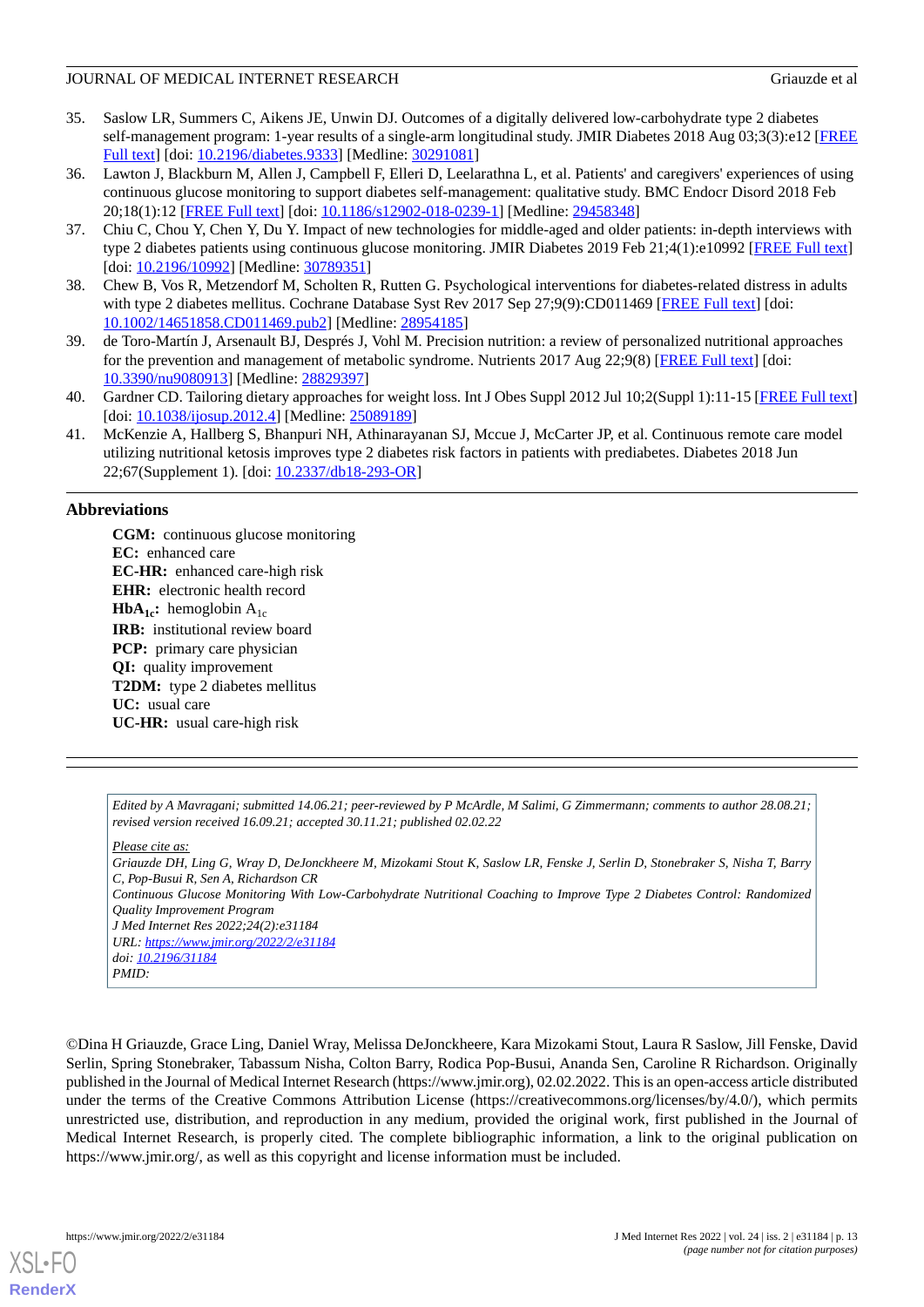35. Saslow LR, Summers C, Aikens JE, Unwin DJ. Outcomes of a digitally delivered low-carbohydrate type 2 diabetes self-management program: 1-year results of a single-arm longitudinal study. JMIR Diabetes 2018 Aug 03;3(3):e12 [FREE Full text] [doi: 10.2196/diabetes.9333] [Medline: 30291081]
36. Lawton J, Blackburn M, Allen J, Campbell F, Elleri D, Leelarathna L, et al. Patients' and caregivers' experiences of using continuous glucose monitoring to support diabetes self-management: qualitative study. BMC Endocr Disord 2018 Feb 20;18(1):12 [FREE Full text] [doi: 10.1186/s12902-018-0239-1] [Medline: 29458348]
37. Chiu C, Chou Y, Chen Y, Du Y. Impact of new technologies for middle-aged and older patients: in-depth interviews with type 2 diabetes patients using continuous glucose monitoring. JMIR Diabetes 2019 Feb 21;4(1):e10992 [FREE Full text] [doi: 10.2196/10992] [Medline: 30789351]
38. Chew B, Vos R, Metzendorf M, Scholten R, Rutten G. Psychological interventions for diabetes-related distress in adults with type 2 diabetes mellitus. Cochrane Database Syst Rev 2017 Sep 27;9(9):CD011469 [FREE Full text] [doi: 10.1002/14651858.CD011469.pub2] [Medline: 28954185]
39. de Toro-Martín J, Arsenault BJ, Després J, Vohl M. Precision nutrition: a review of personalized nutritional approaches for the prevention and management of metabolic syndrome. Nutrients 2017 Aug 22;9(8) [FREE Full text] [doi: 10.3390/nu9080913] [Medline: 28829397]
40. Gardner CD. Tailoring dietary approaches for weight loss. Int J Obes Suppl 2012 Jul 10;2(Suppl 1):11-15 [FREE Full text] [doi: 10.1038/ijosup.2012.4] [Medline: 25089189]
41. McKenzie A, Hallberg S, Bhanpuri NH, Athinarayanan SJ, Mccue J, McCarter JP, et al. Continuous remote care model utilizing nutritional ketosis improves type 2 diabetes risk factors in patients with prediabetes. Diabetes 2018 Jun 22;67(Supplement 1). [doi: 10.2337/db18-293-OR]

## Abbreviations

**CGM:** continuous glucose monitoring
**EC:** enhanced care
**EC-HR:** enhanced care-high risk
**EHR:** electronic health record
**$HbA_{1c}$:** hemoglobin $A_{1c}$
**IRB:** institutional review board
**PCP:** primary care physician
**QI:** quality improvement
**T2DM:** type 2 diabetes mellitus
**UC:** usual care
**UC-HR:** usual care-high risk

*Edited by A Mavragani; submitted 14.06.21; peer-reviewed by P McArdle, M Salimi, G Zimmermann; comments to author 28.08.21; revised version received 16.09.21; accepted 30.11.21; published 02.02.22*

*Please cite as:*
*Griauzde DH, Ling G, Wray D, DeJonckheere M, Mizokami Stout K, Saslow LR, Fenske J, Serlin D, Stonebraker S, Nisha T, Barry C, Pop-Busui R, Sen A, Richardson CR*
*Continuous Glucose Monitoring With Low-Carbohydrate Nutritional Coaching to Improve Type 2 Diabetes Control: Randomized Quality Improvement Program*
*J Med Internet Res 2022;24(2):e31184*
*URL: https://www.jmir.org/2022/2/e31184*
*doi: 10.2196/31184*
*PMID:*

©Dina H Griauzde, Grace Ling, Daniel Wray, Melissa DeJonckheere, Kara Mizokami Stout, Laura R Saslow, Jill Fenske, David Serlin, Spring Stonebraker, Tabassum Nisha, Colton Barry, Rodica Pop-Busui, Ananda Sen, Caroline R Richardson. Originally published in the Journal of Medical Internet Research (https://www.jmir.org), 02.02.2022. This is an open-access article distributed under the terms of the Creative Commons Attribution License (https://creativecommons.org/licenses/by/4.0/), which permits unrestricted use, distribution, and reproduction in any medium, provided the original work, first published in the Journal of Medical Internet Research, is properly cited. The complete bibliographic information, a link to the original publication on https://www.jmir.org/, as well as this copyright and license information must be included.